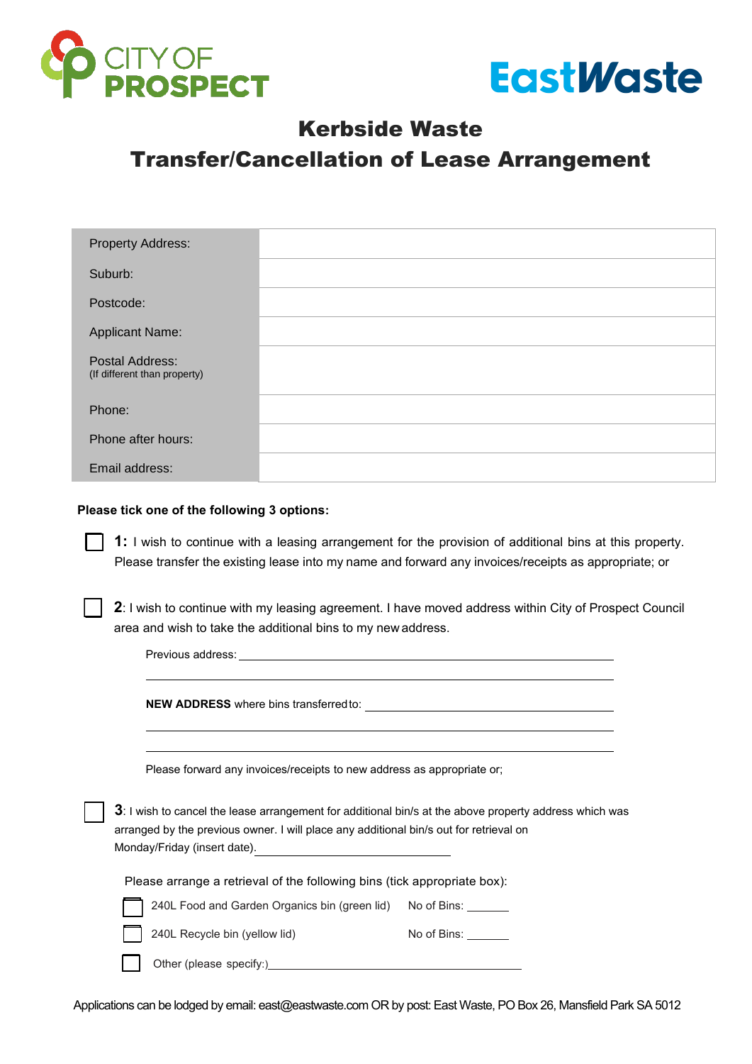CITY OF PROSPECT

EastWaste

# Kerbside Waste

# Transfer/Cancellation of Lease Arrangement

| | |
|---|---|
| Property Address: | |
| Suburb: | |
| Postcode: | |
| Applicant Name: | |
| Postal Address: (If different than property) | |
| Phone: | |
| Phone after hours: | |
| Email address: | |

**Please tick one of the following 3 options:**

☐ **1:** I wish to continue with a leasing arrangement for the provision of additional bins at this property. Please transfer the existing lease into my name and forward any invoices/receipts as appropriate; or

☐ **2**: I wish to continue with my leasing agreement. I have moved address within City of Prospect Council area and wish to take the additional bins to my new address.

Previous address: ______________________________________________

______________________________________________

**NEW ADDRESS** where bins transferred to: ______________________________

______________________________________________

______________________________________________

Please forward any invoices/receipts to new address as appropriate or;

☐ **3**: I wish to cancel the lease arrangement for additional bin/s at the above property address which was arranged by the previous owner. I will place any additional bin/s out for retrieval on Monday/Friday (insert date). ______________________

Please arrange a retrieval of the following bins (tick appropriate box):

☐ 240L Food and Garden Organics bin (green lid) No of Bins: _______

☐ 240L Recycle bin (yellow lid) No of Bins: _______

☐ Other (please specify:) ______________________________________

Applications can be lodged by email: east@eastwaste.com OR by post: East Waste, PO Box 26, Mansfield Park SA 5012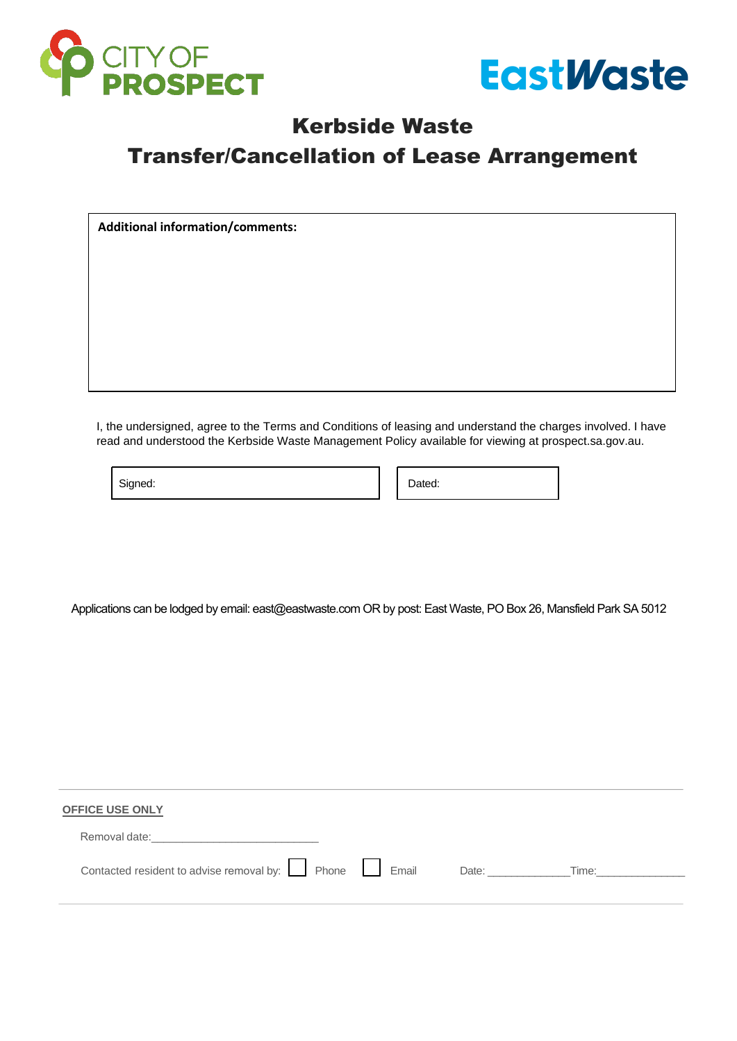CITY OF PROSPECT

EastWaste

# Kerbside Waste

# Transfer/Cancellation of Lease Arrangement

**Additional information/comments:**

I, the undersigned, agree to the Terms and Conditions of leasing and understand the charges involved. I have read and understood the Kerbside Waste Management Policy available for viewing at prospect.sa.gov.au.

| Signed: | Dated: |
|---|---|

Applications can be lodged by email: east@eastwaste.com OR by post: East Waste, PO Box 26, Mansfield Park SA 5012

---

**OFFICE USE ONLY**

Removal date:___________________________

Contacted resident to advise removal by: ☐ Phone ☐ Email Date: _____________Time:______________